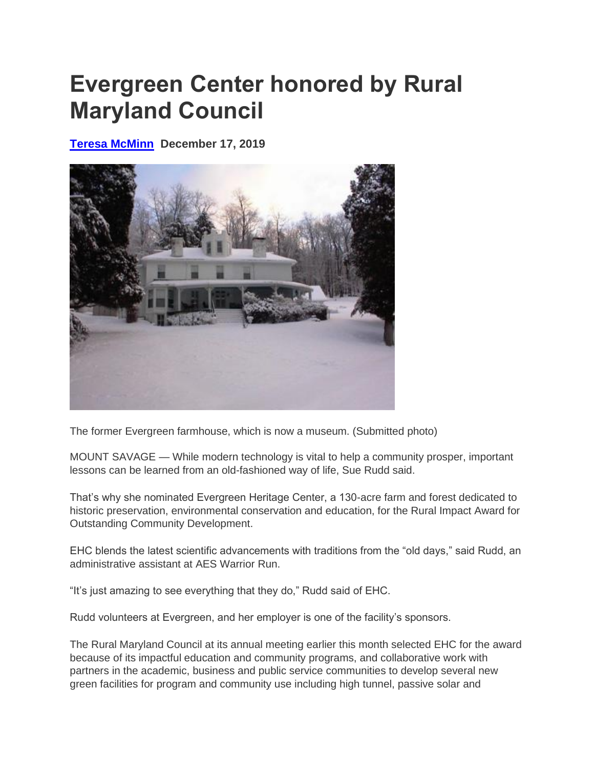# Evergreen Center honored by Rural Maryland Council

**Teresa McMinn December 17, 2019**

The former Evergreen farmhouse, which is now a museum. (Submitted photo)

MOUNT SAVAGE — While modern technology is vital to help a community prosper, important lessons can be learned from an old-fashioned way of life, Sue Rudd said.

That's why she nominated Evergreen Heritage Center, a 130-acre farm and forest dedicated to historic preservation, environmental conservation and education, for the Rural Impact Award for Outstanding Community Development.

EHC blends the latest scientific advancements with traditions from the "old days," said Rudd, an administrative assistant at AES Warrior Run.

"It's just amazing to see everything that they do," Rudd said of EHC.

Rudd volunteers at Evergreen, and her employer is one of the facility's sponsors.

The Rural Maryland Council at its annual meeting earlier this month selected EHC for the award because of its impactful education and community programs, and collaborative work with partners in the academic, business and public service communities to develop several new green facilities for program and community use including high tunnel, passive solar and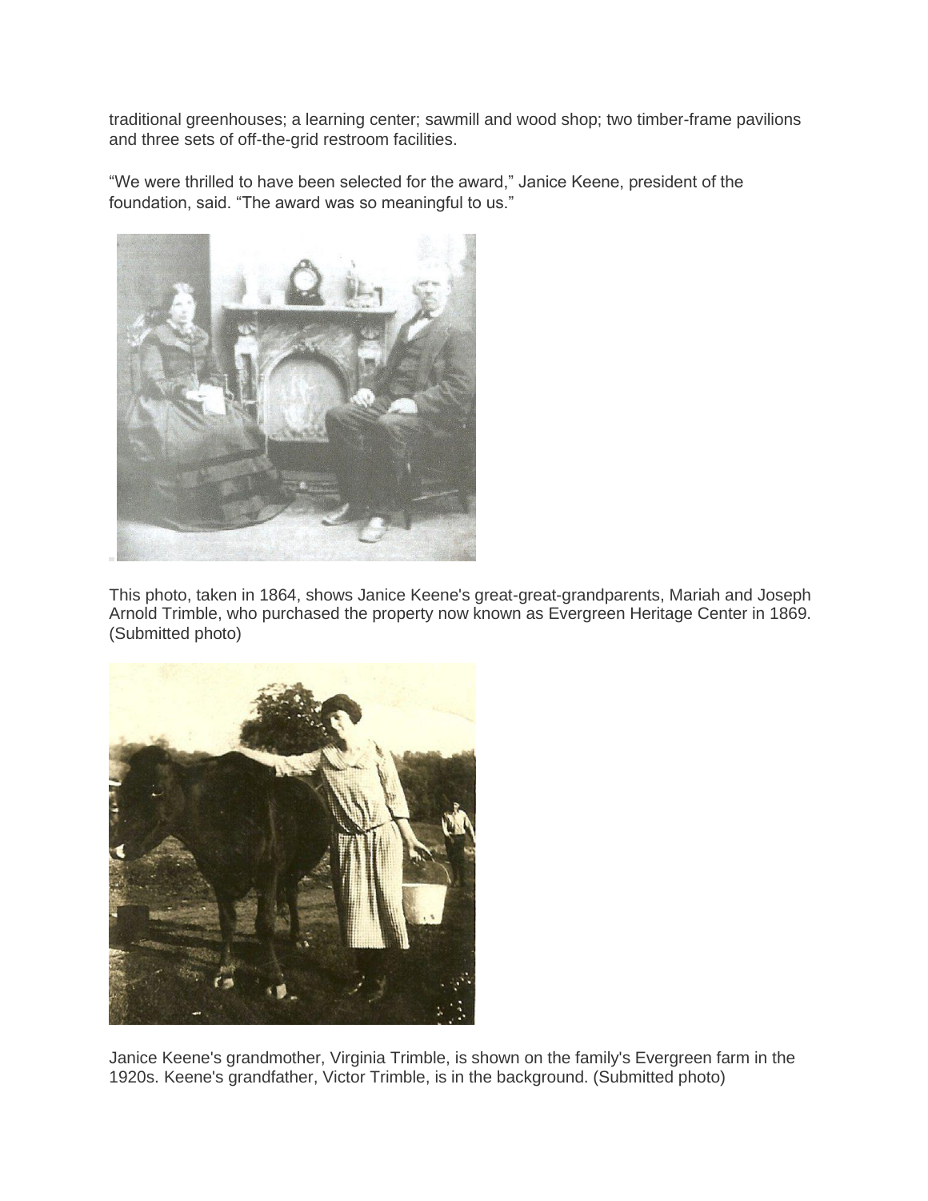traditional greenhouses; a learning center; sawmill and wood shop; two timber-frame pavilions and three sets of off-the-grid restroom facilities.

"We were thrilled to have been selected for the award," Janice Keene, president of the foundation, said. "The award was so meaningful to us."

This photo, taken in 1864, shows Janice Keene's great-great-grandparents, Mariah and Joseph Arnold Trimble, who purchased the property now known as Evergreen Heritage Center in 1869. (Submitted photo)

Janice Keene's grandmother, Virginia Trimble, is shown on the family's Evergreen farm in the 1920s. Keene's grandfather, Victor Trimble, is in the background. (Submitted photo)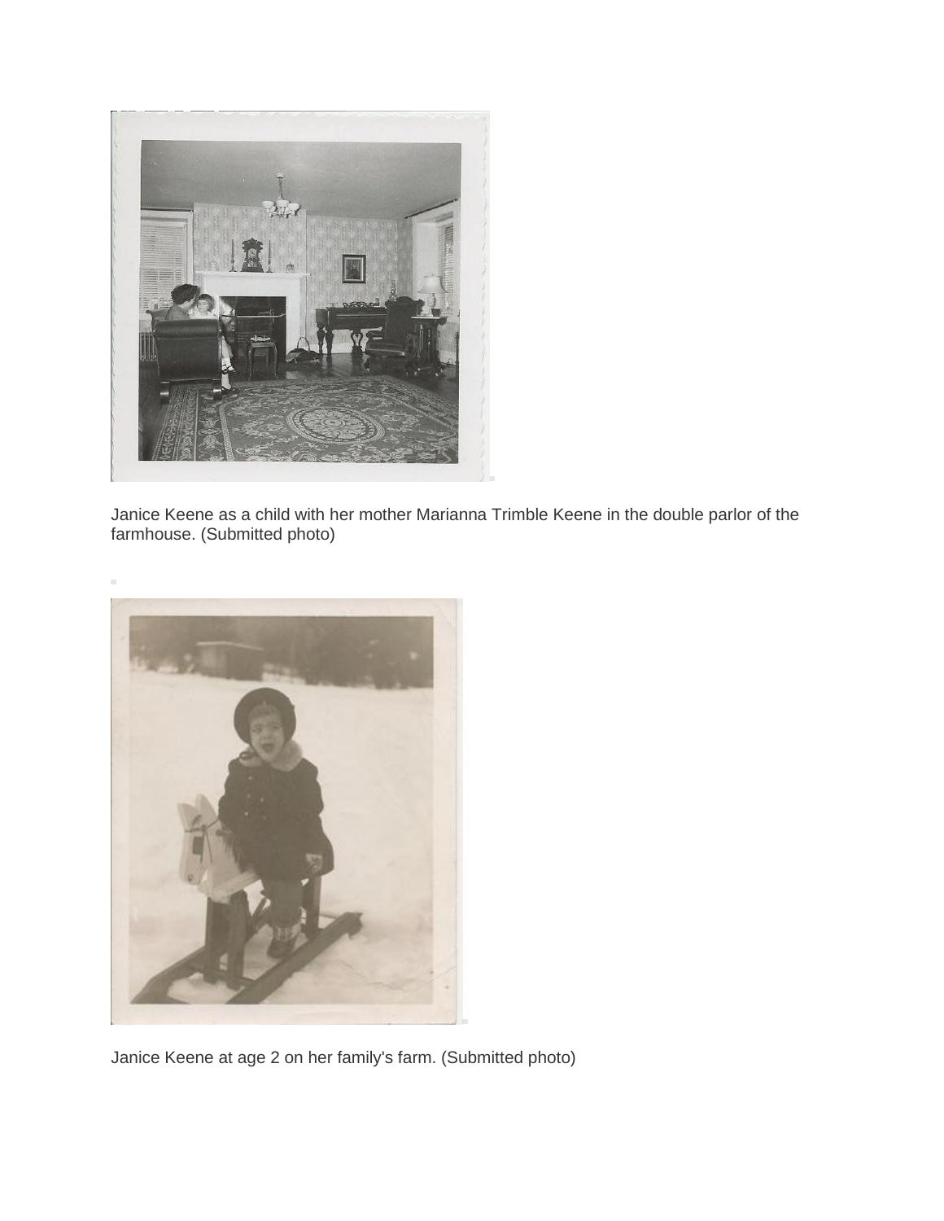Janice Keene as a child with her mother Marianna Trimble Keene in the double parlor of the farmhouse. (Submitted photo)

Janice Keene at age 2 on her family's farm. (Submitted photo)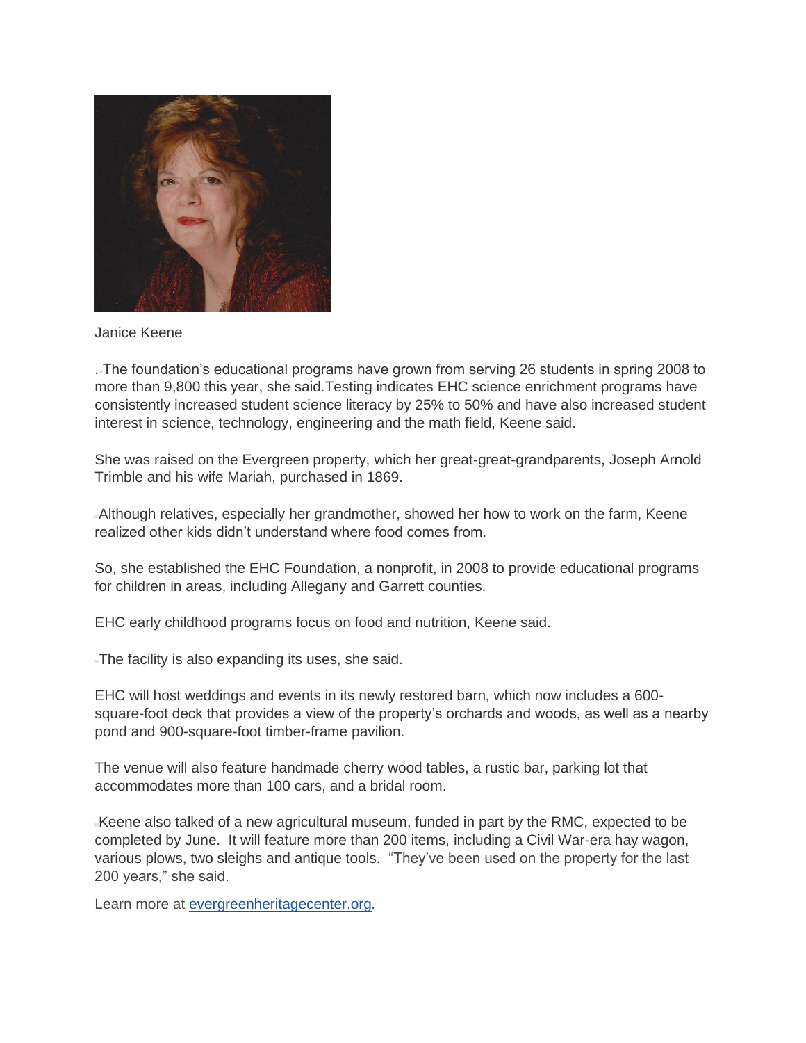Janice Keene

. The foundation's educational programs have grown from serving 26 students in spring 2008 to more than 9,800 this year, she said.Testing indicates EHC science enrichment programs have consistently increased student science literacy by 25% to 50% and have also increased student interest in science, technology, engineering and the math field, Keene said.

She was raised on the Evergreen property, which her great-great-grandparents, Joseph Arnold Trimble and his wife Mariah, purchased in 1869.

Although relatives, especially her grandmother, showed her how to work on the farm, Keene realized other kids didn't understand where food comes from.

So, she established the EHC Foundation, a nonprofit, in 2008 to provide educational programs for children in areas, including Allegany and Garrett counties.

EHC early childhood programs focus on food and nutrition, Keene said.

The facility is also expanding its uses, she said.

EHC will host weddings and events in its newly restored barn, which now includes a 600-square-foot deck that provides a view of the property's orchards and woods, as well as a nearby pond and 900-square-foot timber-frame pavilion.

The venue will also feature handmade cherry wood tables, a rustic bar, parking lot that accommodates more than 100 cars, and a bridal room.

Keene also talked of a new agricultural museum, funded in part by the RMC, expected to be completed by June. It will feature more than 200 items, including a Civil War-era hay wagon, various plows, two sleighs and antique tools. "They've been used on the property for the last 200 years," she said.

Learn more at [evergreenheritagecenter.org](evergreenheritagecenter.org).